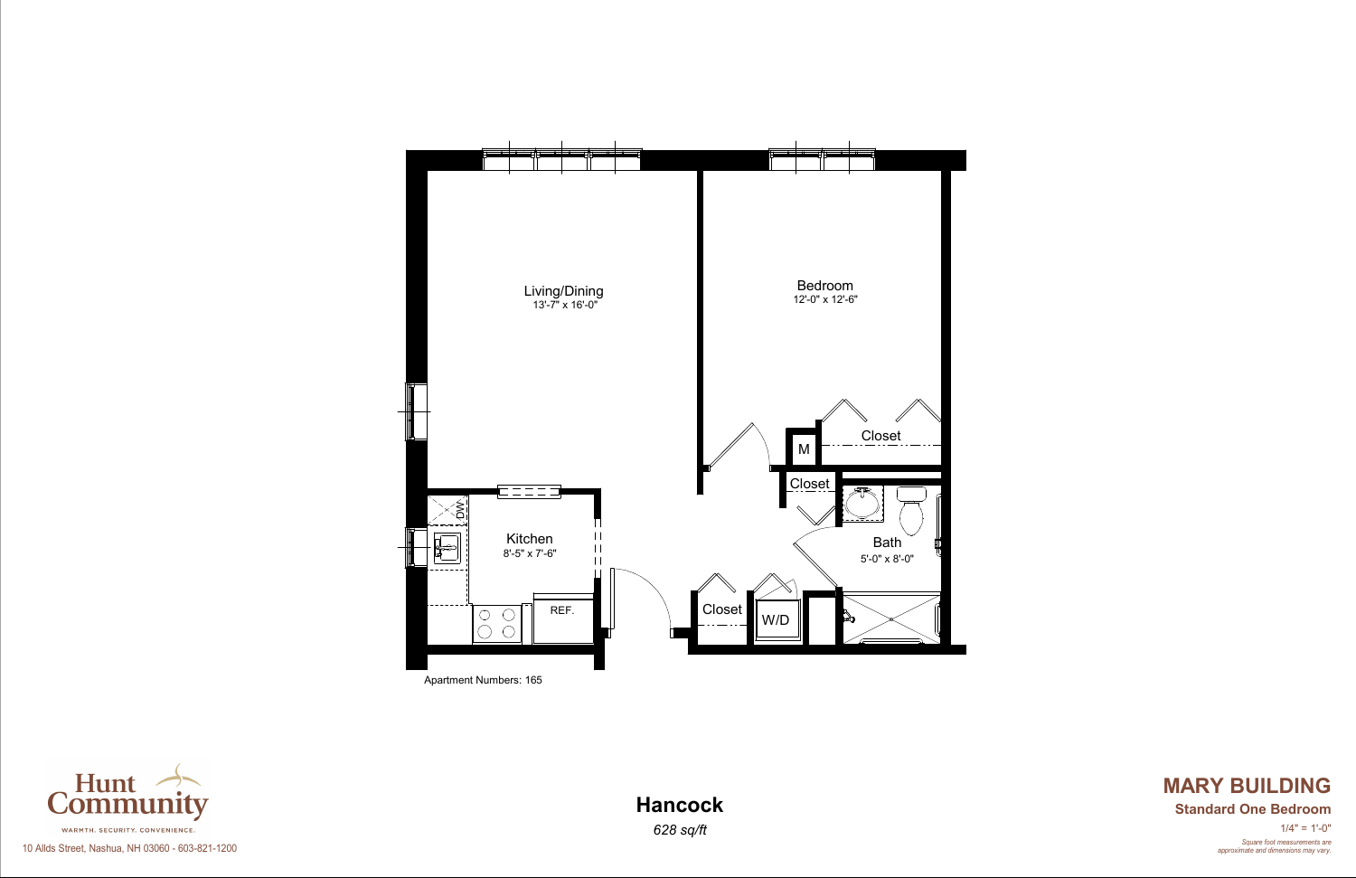Living/Dining
13'-7" x 16'-0"

Bedroom
12'-0" x 12'-6"

Closet

M

Closet

Kitchen
8'-5" x 7'-6"

DW

REF.

Bath
5'-0" x 8'-0"

Closet

W/D

Apartment Numbers: 165

Hunt Community

WARMTH. SECURITY. CONVENIENCE.

10 Allds Street, Nashua, NH 03060 - 603-821-1200

# Hancock

*628 sq/ft*

## MARY BUILDING

**Standard One Bedroom**

1/4" = 1'-0"

*Square foot measurements are approximate and dimensions may vary.*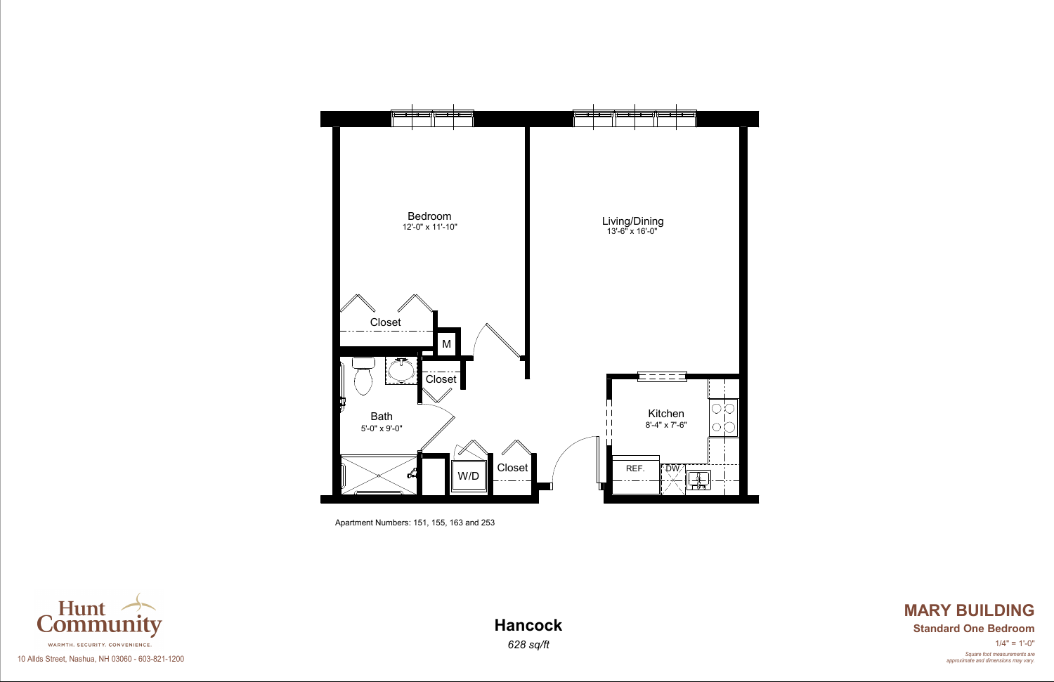Bedroom
12'-0" x 11'-10"

Living/Dining
13'-6" x 16'-0"

Closet

M

Closet

Bath
5'-0" x 9'-0"

Kitchen
8'-4" x 7'-6"

REF.

DW.

W/D

Closet

Apartment Numbers: 151, 155, 163 and 253

Hunt Community

WARMTH. SECURITY. CONVENIENCE.

10 Allds Street, Nashua, NH 03060 - 603-821-1200

# Hancock

*628 sq/ft*

## MARY BUILDING

**Standard One Bedroom**

1/4" = 1'-0"

*Square foot measurements are approximate and dimensions may vary.*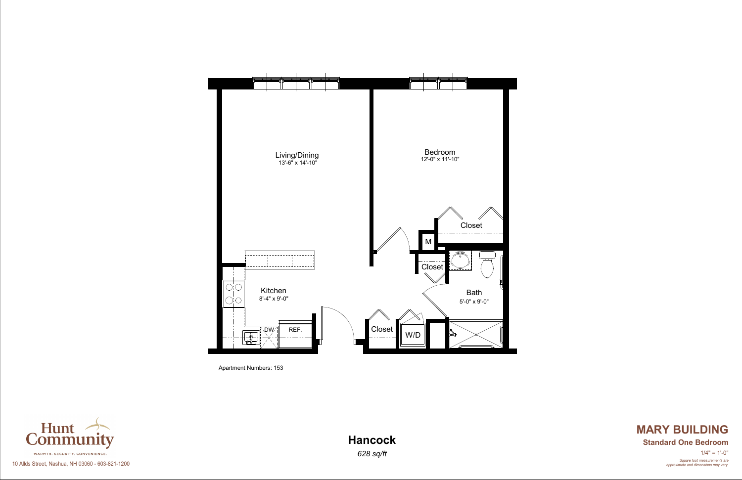Living/Dining
13'-6" x 14'-10"

Bedroom
12'-0" x 11'-10"

Closet

M

Closet

Kitchen
8'-4" x 9'-0"

Bath
5'-0" x 9'-0"

DW

REF.

Closet

W/D

Apartment Numbers: 153

Hunt Community

WARMTH. SECURITY. CONVENIENCE.

10 Allds Street, Nashua, NH 03060 - 603-821-1200

## Hancock

*628 sq/ft*

## MARY BUILDING

**Standard One Bedroom**

1/4" = 1'-0"

*Square foot measurements are approximate and dimensions may vary.*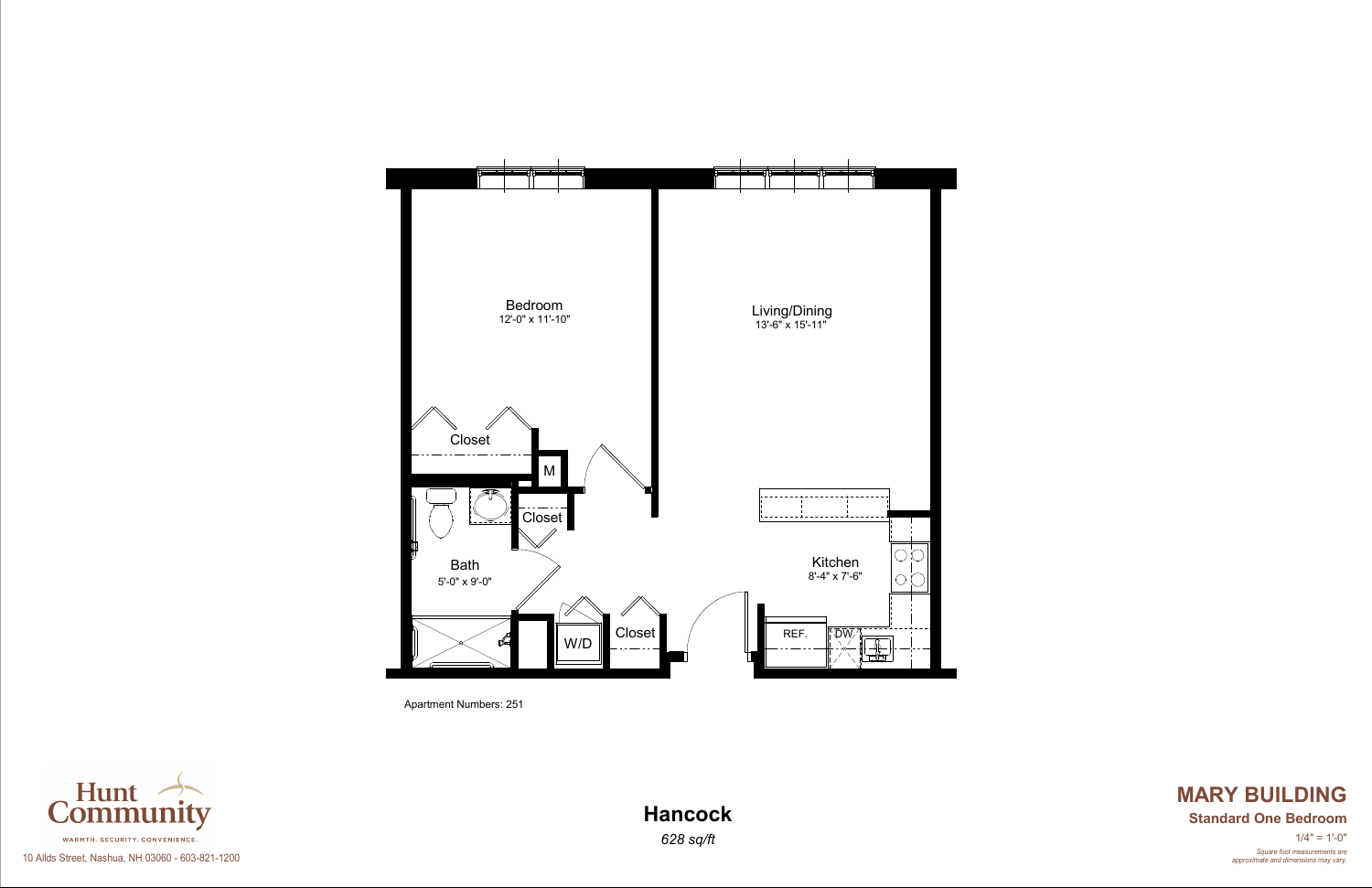Bedroom
12'-0" x 11'-10"

Living/Dining
13'-6" x 15'-11"

Closet

M

Closet

Bath
5'-0" x 9'-0"

Kitchen
8'-4" x 7'-6"

W/D

Closet

REF.

DW

Apartment Numbers: 251

Hunt Community

WARMTH. SECURITY. CONVENIENCE.

10 Allds Street, Nashua, NH 03060 - 603-821-1200

## Hancock

*628 sq/ft*

## MARY BUILDING

**Standard One Bedroom**

1/4" = 1'-0"

*Square foot measurements are approximate and dimensions may vary.*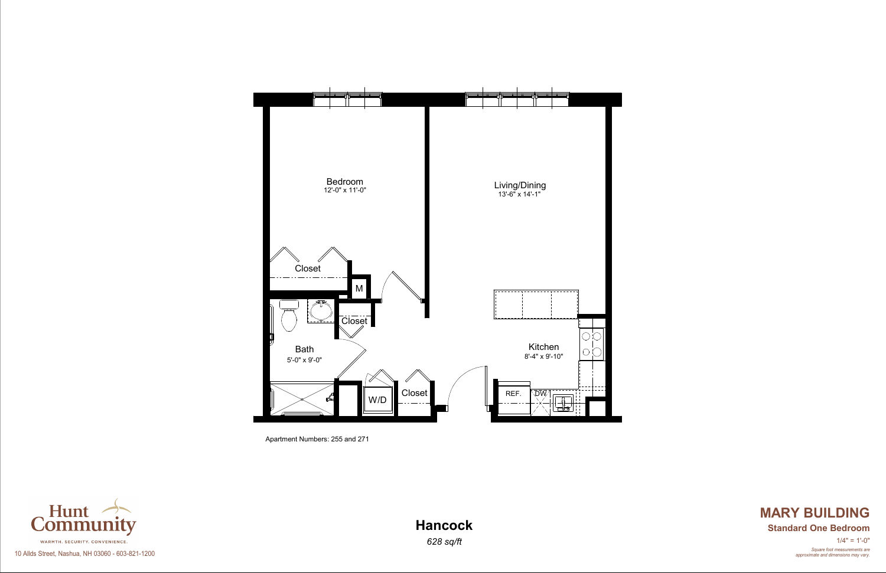Bedroom
12'-0" x 11'-0"

Living/Dining
13'-6" x 14'-1"

Closet

M

Closet

Bath
5'-0" x 9'-0"

Kitchen
8'-4" x 9'-10"

W/D

Closet

REF.

DW

Apartment Numbers: 255 and 271

Hunt Community

WARMTH. SECURITY. CONVENIENCE.

10 Allds Street, Nashua, NH 03060 - 603-821-1200

**Hancock**

*628 sq/ft*

**MARY BUILDING**

**Standard One Bedroom**

1/4" = 1'-0"

*Square foot measurements are approximate and dimensions may vary.*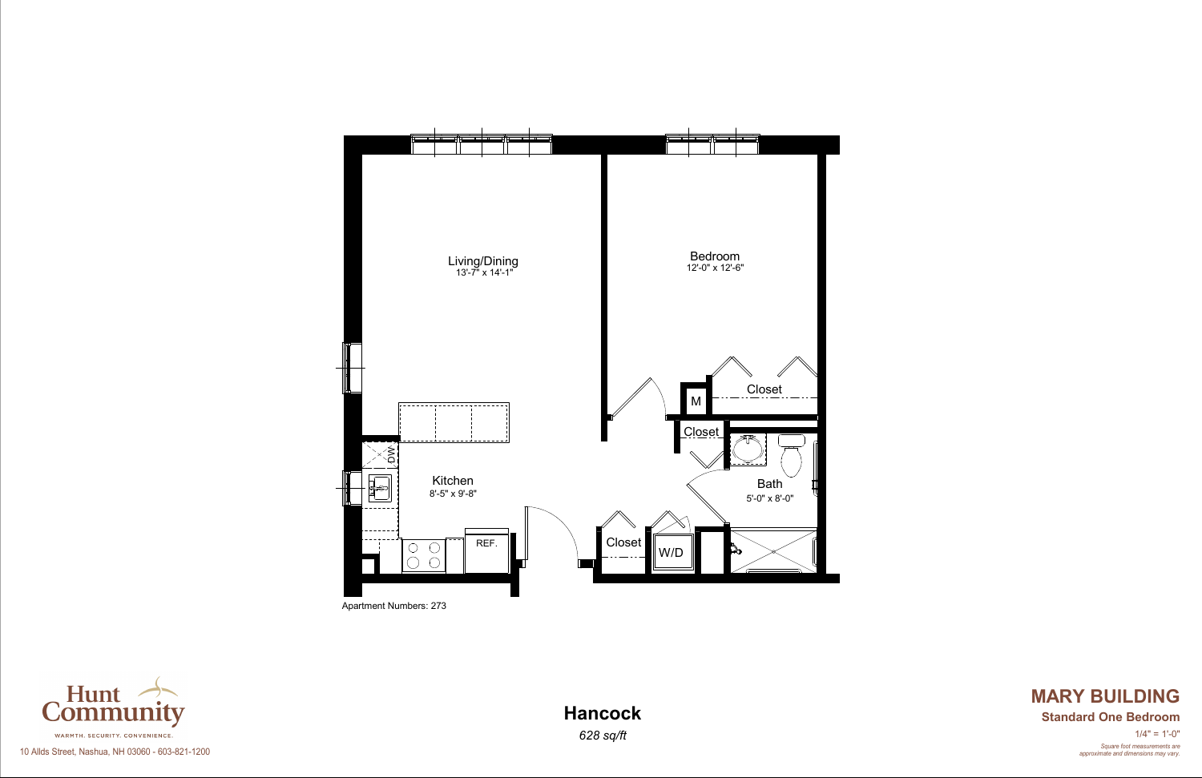Living/Dining
13'-7" x 14'-1"

Bedroom
12'-0" x 12'-6"

Closet

M

Closet

Kitchen
8'-5" x 9'-8"

DW

REF.

Bath
5'-0" x 8'-0"

Closet

W/D

Apartment Numbers: 273

Hunt Community

WARMTH. SECURITY. CONVENIENCE.

10 Allds Street, Nashua, NH 03060 - 603-821-1200

**Hancock**

*628 sq/ft*

**MARY BUILDING**

**Standard One Bedroom**

1/4" = 1'-0"

*Square foot measurements are approximate and dimensions may vary.*